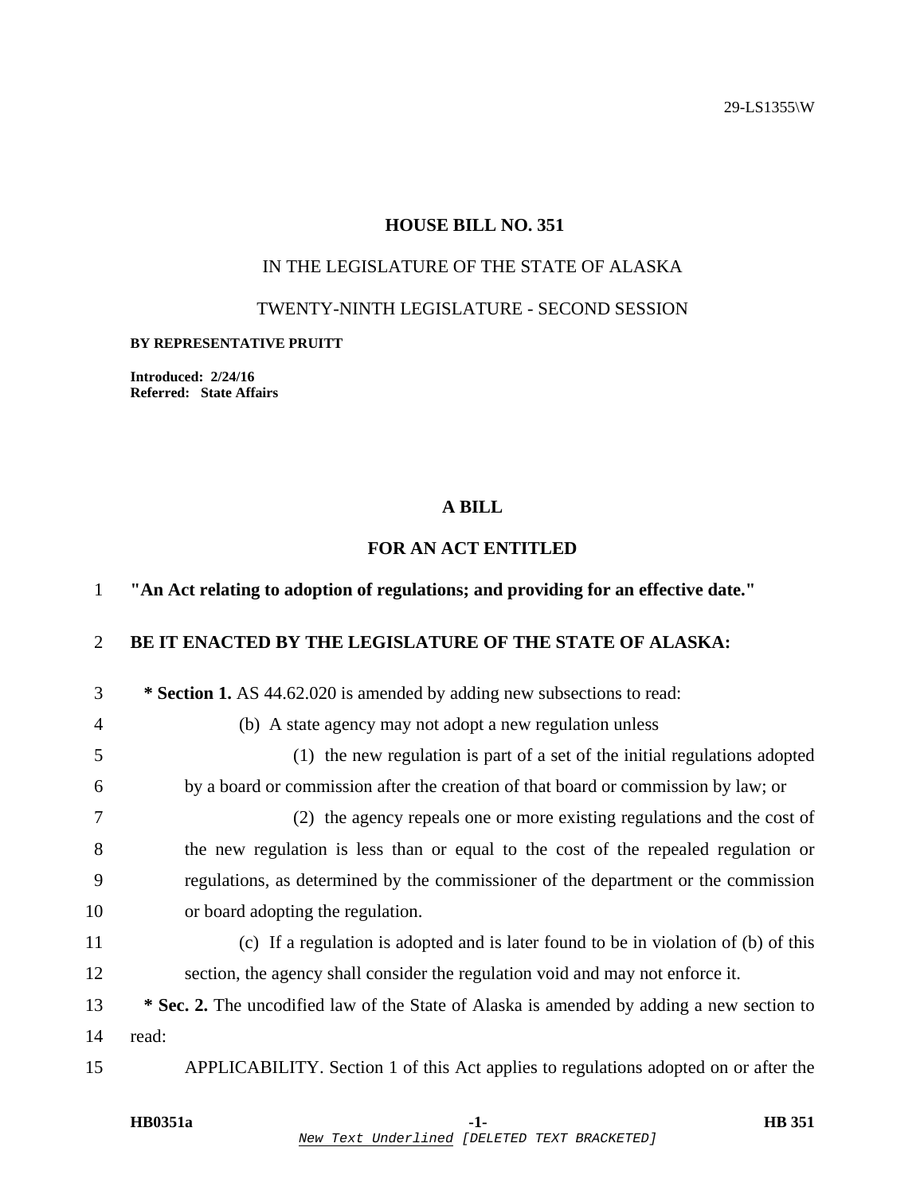29-LS1355\W

# HOUSE BILL NO. 351

IN THE LEGISLATURE OF THE STATE OF ALASKA

TWENTY-NINTH LEGISLATURE - SECOND SESSION

**BY REPRESENTATIVE PRUITT**

**Introduced: 2/24/16**
**Referred: State Affairs**

## A BILL

## FOR AN ACT ENTITLED

1 **"An Act relating to adoption of regulations; and providing for an effective date."**

2 **BE IT ENACTED BY THE LEGISLATURE OF THE STATE OF ALASKA:**

3 **\* Section 1.** AS 44.62.020 is amended by adding new subsections to read:

4 (b) A state agency may not adopt a new regulation unless

5 (1) the new regulation is part of a set of the initial regulations adopted
6 by a board or commission after the creation of that board or commission by law; or

7 (2) the agency repeals one or more existing regulations and the cost of
8 the new regulation is less than or equal to the cost of the repealed regulation or
9 regulations, as determined by the commissioner of the department or the commission
10 or board adopting the regulation.

11 (c) If a regulation is adopted and is later found to be in violation of (b) of this
12 section, the agency shall consider the regulation void and may not enforce it.

13 **\* Sec. 2.** The uncodified law of the State of Alaska is amended by adding a new section to
14 read:

15 APPLICABILITY. Section 1 of this Act applies to regulations adopted on or after the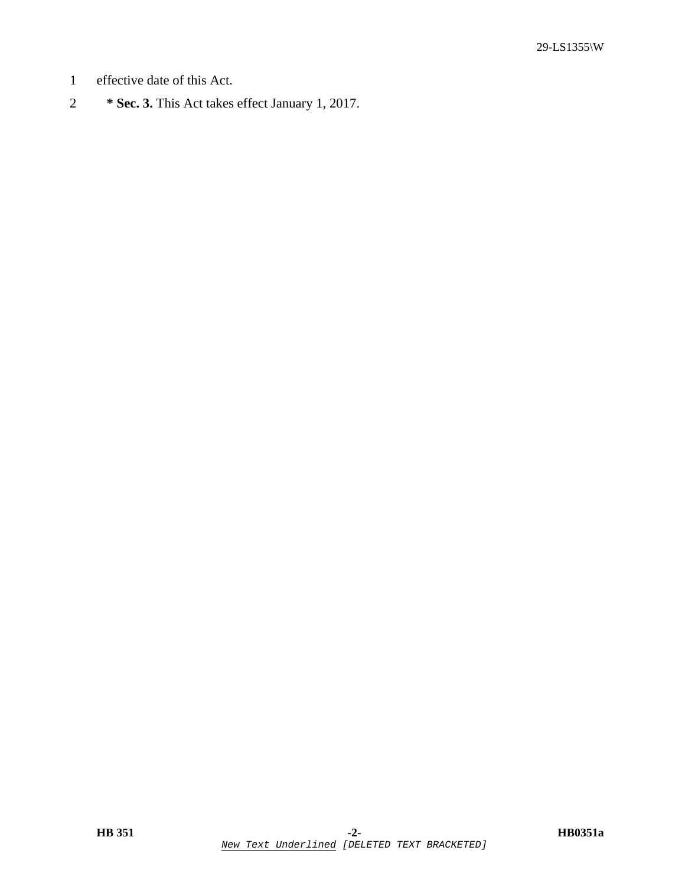effective date of this Act.

**\* Sec. 3.** This Act takes effect January 1, 2017.